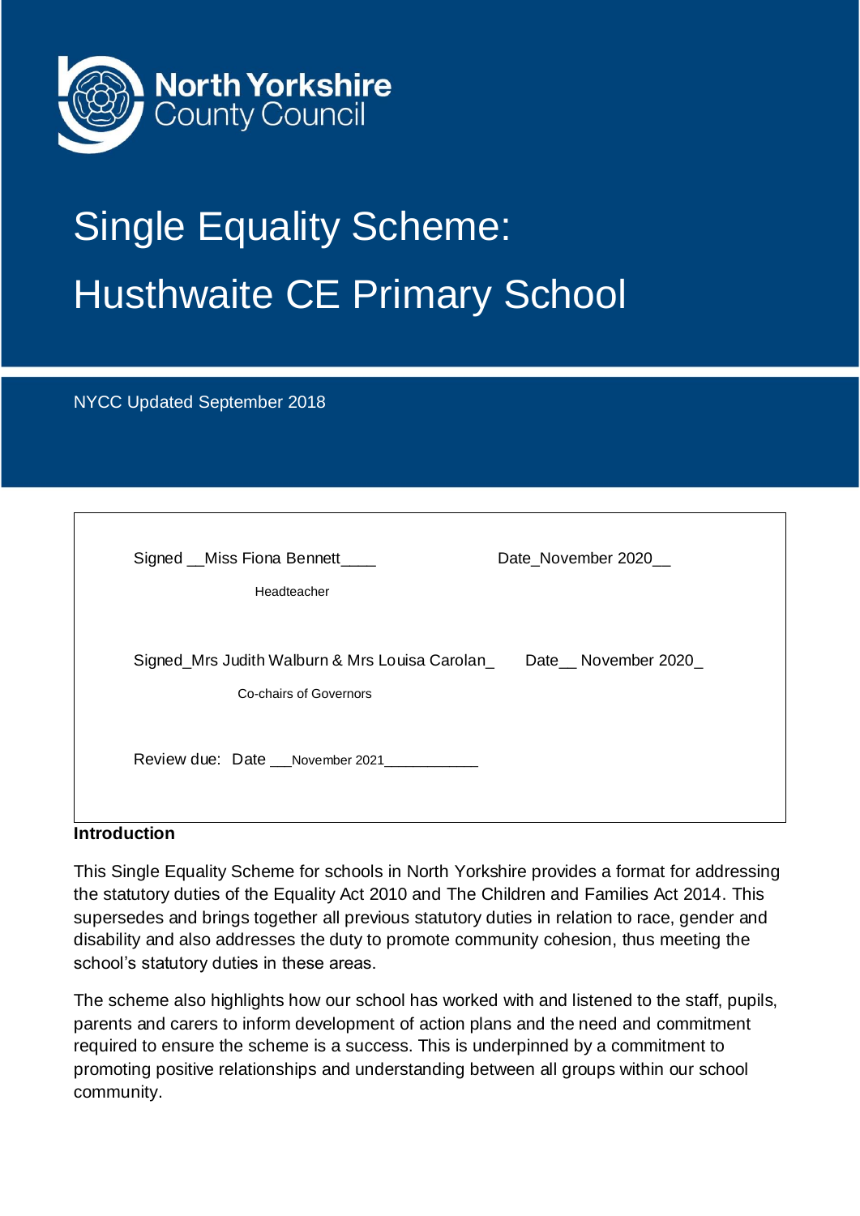North Yorkshire County Council

# Single Equality Scheme: Husthwaite CE Primary School

NYCC Updated September 2018

Signed __Miss Fiona Bennett____ Date_November 2020__

Headteacher

Signed_Mrs Judith Walburn & Mrs Louisa Carolan_ Date__ November 2020_

Co-chairs of Governors

Review due: Date ___November 2021____________

**Introduction**

This Single Equality Scheme for schools in North Yorkshire provides a format for addressing the statutory duties of the Equality Act 2010 and The Children and Families Act 2014. This supersedes and brings together all previous statutory duties in relation to race, gender and disability and also addresses the duty to promote community cohesion, thus meeting the school's statutory duties in these areas.

The scheme also highlights how our school has worked with and listened to the staff, pupils, parents and carers to inform development of action plans and the need and commitment required to ensure the scheme is a success. This is underpinned by a commitment to promoting positive relationships and understanding between all groups within our school community.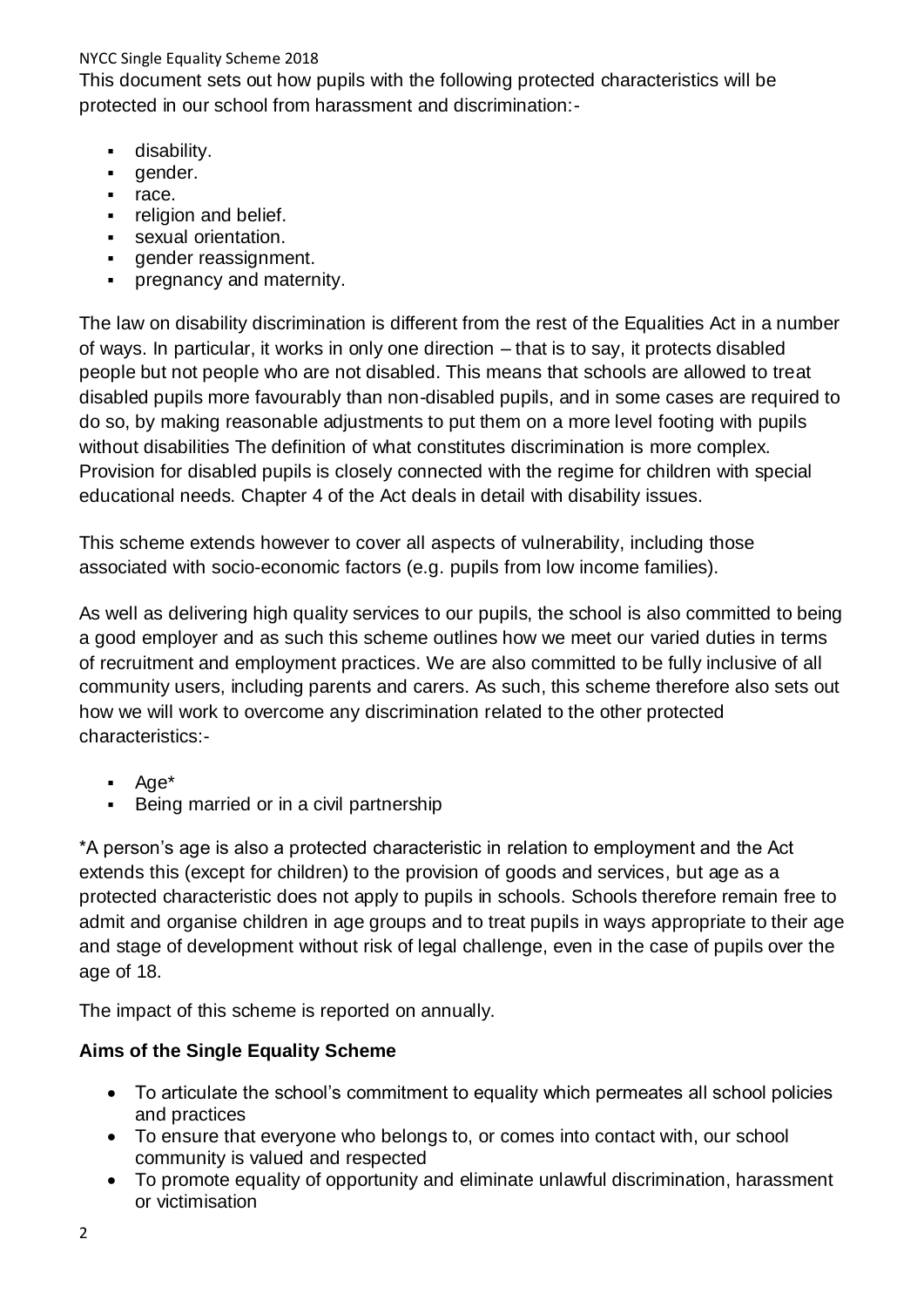This document sets out how pupils with the following protected characteristics will be protected in our school from harassment and discrimination:-

- disability.
- gender.
- race.
- religion and belief.
- sexual orientation.
- gender reassignment.
- pregnancy and maternity.

The law on disability discrimination is different from the rest of the Equalities Act in a number of ways. In particular, it works in only one direction – that is to say, it protects disabled people but not people who are not disabled. This means that schools are allowed to treat disabled pupils more favourably than non-disabled pupils, and in some cases are required to do so, by making reasonable adjustments to put them on a more level footing with pupils without disabilities The definition of what constitutes discrimination is more complex. Provision for disabled pupils is closely connected with the regime for children with special educational needs. Chapter 4 of the Act deals in detail with disability issues.

This scheme extends however to cover all aspects of vulnerability, including those associated with socio-economic factors (e.g. pupils from low income families).

As well as delivering high quality services to our pupils, the school is also committed to being a good employer and as such this scheme outlines how we meet our varied duties in terms of recruitment and employment practices. We are also committed to be fully inclusive of all community users, including parents and carers. As such, this scheme therefore also sets out how we will work to overcome any discrimination related to the other protected characteristics:-

- Age*
- Being married or in a civil partnership

*A person's age is also a protected characteristic in relation to employment and the Act extends this (except for children) to the provision of goods and services, but age as a protected characteristic does not apply to pupils in schools. Schools therefore remain free to admit and organise children in age groups and to treat pupils in ways appropriate to their age and stage of development without risk of legal challenge, even in the case of pupils over the age of 18.

The impact of this scheme is reported on annually.

**Aims of the Single Equality Scheme**

- To articulate the school's commitment to equality which permeates all school policies and practices
- To ensure that everyone who belongs to, or comes into contact with, our school community is valued and respected
- To promote equality of opportunity and eliminate unlawful discrimination, harassment or victimisation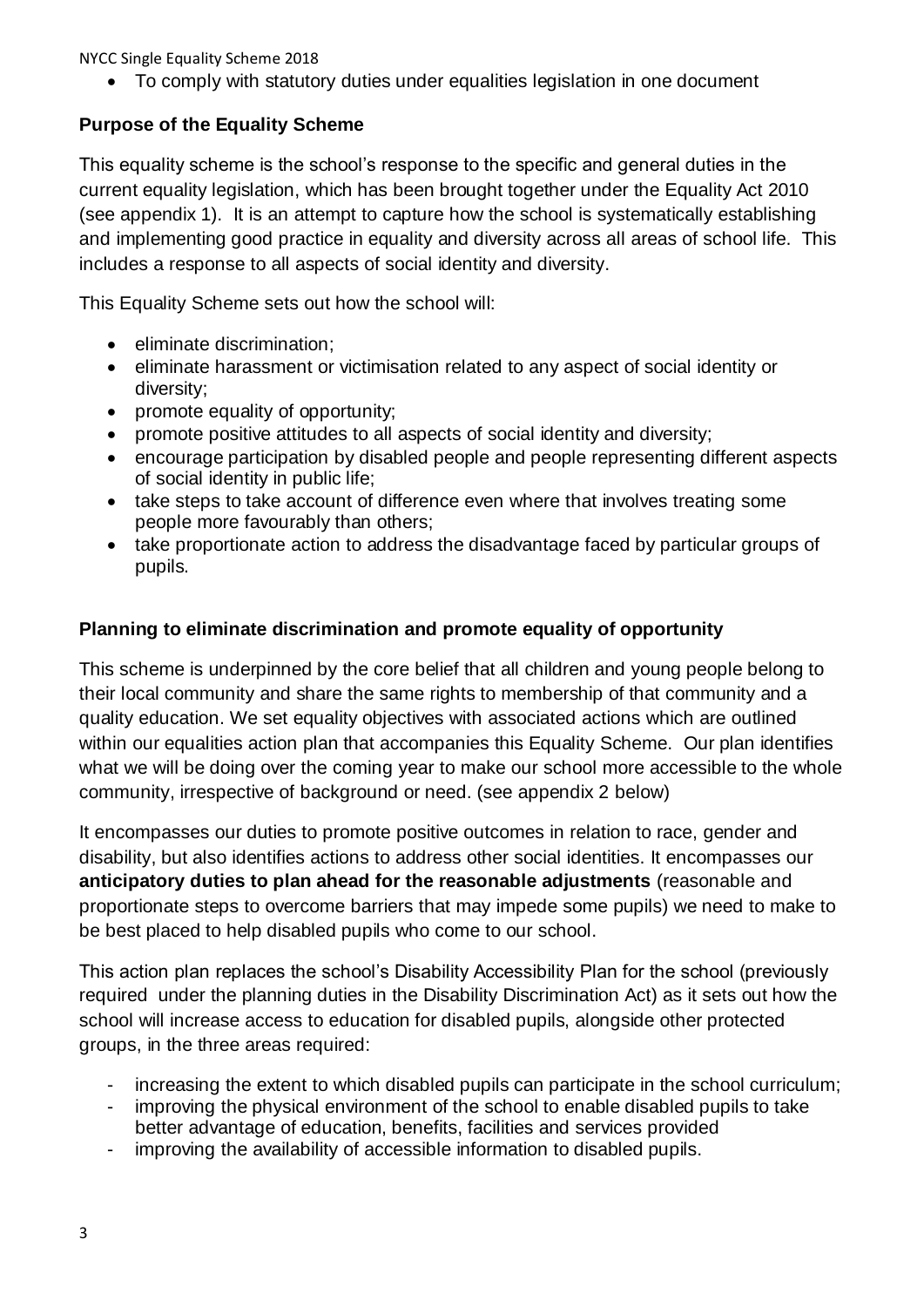- To comply with statutory duties under equalities legislation in one document

**Purpose of the Equality Scheme**

This equality scheme is the school's response to the specific and general duties in the current equality legislation, which has been brought together under the Equality Act 2010 (see appendix 1). It is an attempt to capture how the school is systematically establishing and implementing good practice in equality and diversity across all areas of school life. This includes a response to all aspects of social identity and diversity.

This Equality Scheme sets out how the school will:

- eliminate discrimination;
- eliminate harassment or victimisation related to any aspect of social identity or diversity;
- promote equality of opportunity;
- promote positive attitudes to all aspects of social identity and diversity;
- encourage participation by disabled people and people representing different aspects of social identity in public life;
- take steps to take account of difference even where that involves treating some people more favourably than others;
- take proportionate action to address the disadvantage faced by particular groups of pupils.

**Planning to eliminate discrimination and promote equality of opportunity**

This scheme is underpinned by the core belief that all children and young people belong to their local community and share the same rights to membership of that community and a quality education. We set equality objectives with associated actions which are outlined within our equalities action plan that accompanies this Equality Scheme. Our plan identifies what we will be doing over the coming year to make our school more accessible to the whole community, irrespective of background or need. (see appendix 2 below)

It encompasses our duties to promote positive outcomes in relation to race, gender and disability, but also identifies actions to address other social identities. It encompasses our **anticipatory duties to plan ahead for the reasonable adjustments** (reasonable and proportionate steps to overcome barriers that may impede some pupils) we need to make to be best placed to help disabled pupils who come to our school.

This action plan replaces the school's Disability Accessibility Plan for the school (previously required under the planning duties in the Disability Discrimination Act) as it sets out how the school will increase access to education for disabled pupils, alongside other protected groups, in the three areas required:

- increasing the extent to which disabled pupils can participate in the school curriculum;
- improving the physical environment of the school to enable disabled pupils to take better advantage of education, benefits, facilities and services provided
- improving the availability of accessible information to disabled pupils.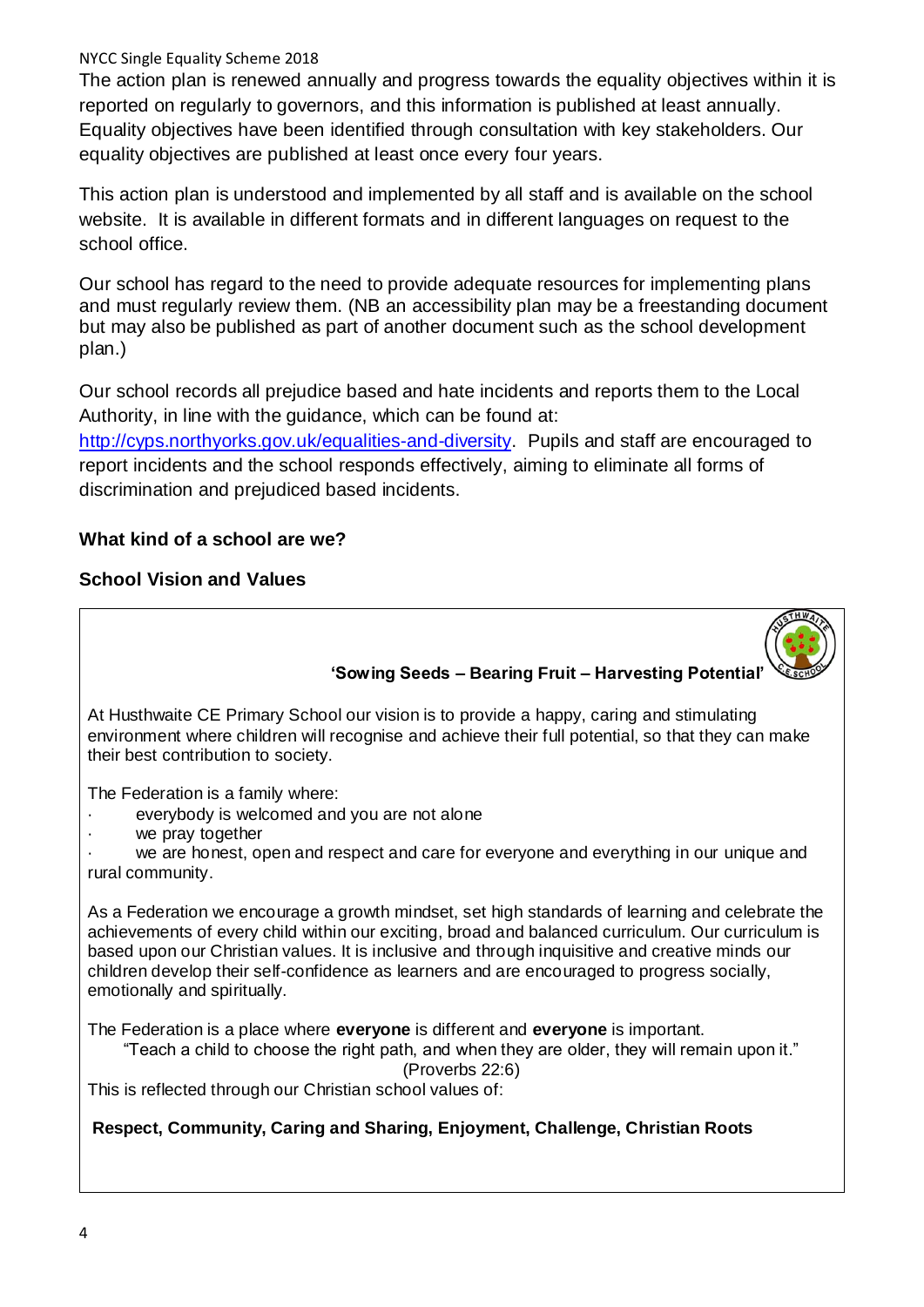The action plan is renewed annually and progress towards the equality objectives within it is reported on regularly to governors, and this information is published at least annually. Equality objectives have been identified through consultation with key stakeholders. Our equality objectives are published at least once every four years.

This action plan is understood and implemented by all staff and is available on the school website. It is available in different formats and in different languages on request to the school office.

Our school has regard to the need to provide adequate resources for implementing plans and must regularly review them. (NB an accessibility plan may be a freestanding document but may also be published as part of another document such as the school development plan.)

Our school records all prejudice based and hate incidents and reports them to the Local Authority, in line with the guidance, which can be found at: [http://cyps.northyorks.gov.uk/equalities-and-diversity](http://cyps.northyorks.gov.uk/equalities-and-diversity). Pupils and staff are encouraged to report incidents and the school responds effectively, aiming to eliminate all forms of discrimination and prejudiced based incidents.

### What kind of a school are we?

### School Vision and Values

**'Sowing Seeds – Bearing Fruit – Harvesting Potential'**

At Husthwaite CE Primary School our vision is to provide a happy, caring and stimulating environment where children will recognise and achieve their full potential, so that they can make their best contribution to society.

The Federation is a family where:

- everybody is welcomed and you are not alone
- we pray together
- we are honest, open and respect and care for everyone and everything in our unique and rural community.

As a Federation we encourage a growth mindset, set high standards of learning and celebrate the achievements of every child within our exciting, broad and balanced curriculum. Our curriculum is based upon our Christian values. It is inclusive and through inquisitive and creative minds our children develop their self-confidence as learners and are encouraged to progress socially, emotionally and spiritually.

The Federation is a place where **everyone** is different and **everyone** is important.

"Teach a child to choose the right path, and when they are older, they will remain upon it." (Proverbs 22:6)

This is reflected through our Christian school values of:

**Respect, Community, Caring and Sharing, Enjoyment, Challenge, Christian Roots**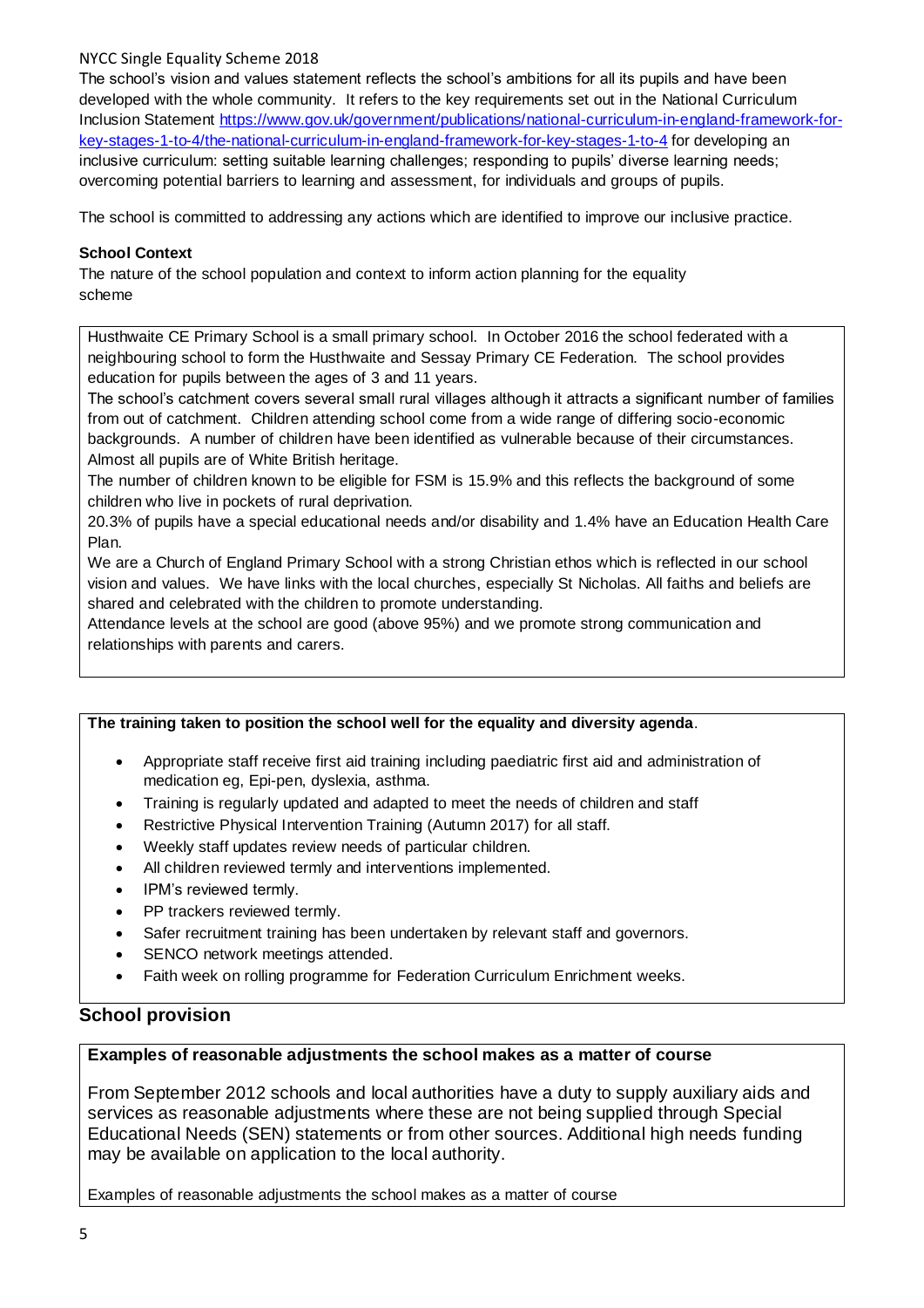The school's vision and values statement reflects the school's ambitions for all its pupils and have been developed with the whole community. It refers to the key requirements set out in the National Curriculum Inclusion Statement [https://www.gov.uk/government/publications/national-curriculum-in-england-framework-for-key-stages-1-to-4/the-national-curriculum-in-england-framework-for-key-stages-1-to-4](https://www.gov.uk/government/publications/national-curriculum-in-england-framework-for-key-stages-1-to-4/the-national-curriculum-in-england-framework-for-key-stages-1-to-4) for developing an inclusive curriculum: setting suitable learning challenges; responding to pupils' diverse learning needs; overcoming potential barriers to learning and assessment, for individuals and groups of pupils.

The school is committed to addressing any actions which are identified to improve our inclusive practice.

**School Context**

The nature of the school population and context to inform action planning for the equality scheme

Husthwaite CE Primary School is a small primary school. In October 2016 the school federated with a neighbouring school to form the Husthwaite and Sessay Primary CE Federation. The school provides education for pupils between the ages of 3 and 11 years.

The school's catchment covers several small rural villages although it attracts a significant number of families from out of catchment. Children attending school come from a wide range of differing socio-economic backgrounds. A number of children have been identified as vulnerable because of their circumstances. Almost all pupils are of White British heritage.

The number of children known to be eligible for FSM is 15.9% and this reflects the background of some children who live in pockets of rural deprivation.

20.3% of pupils have a special educational needs and/or disability and 1.4% have an Education Health Care Plan.

We are a Church of England Primary School with a strong Christian ethos which is reflected in our school vision and values. We have links with the local churches, especially St Nicholas. All faiths and beliefs are shared and celebrated with the children to promote understanding.

Attendance levels at the school are good (above 95%) and we promote strong communication and relationships with parents and carers.

**The training taken to position the school well for the equality and diversity agenda**.

- Appropriate staff receive first aid training including paediatric first aid and administration of medication eg, Epi-pen, dyslexia, asthma.
- Training is regularly updated and adapted to meet the needs of children and staff
- Restrictive Physical Intervention Training (Autumn 2017) for all staff.
- Weekly staff updates review needs of particular children.
- All children reviewed termly and interventions implemented.
- IPM's reviewed termly.
- PP trackers reviewed termly.
- Safer recruitment training has been undertaken by relevant staff and governors.
- SENCO network meetings attended.
- Faith week on rolling programme for Federation Curriculum Enrichment weeks.

## School provision

**Examples of reasonable adjustments the school makes as a matter of course**

From September 2012 schools and local authorities have a duty to supply auxiliary aids and services as reasonable adjustments where these are not being supplied through Special Educational Needs (SEN) statements or from other sources. Additional high needs funding may be available on application to the local authority.

Examples of reasonable adjustments the school makes as a matter of course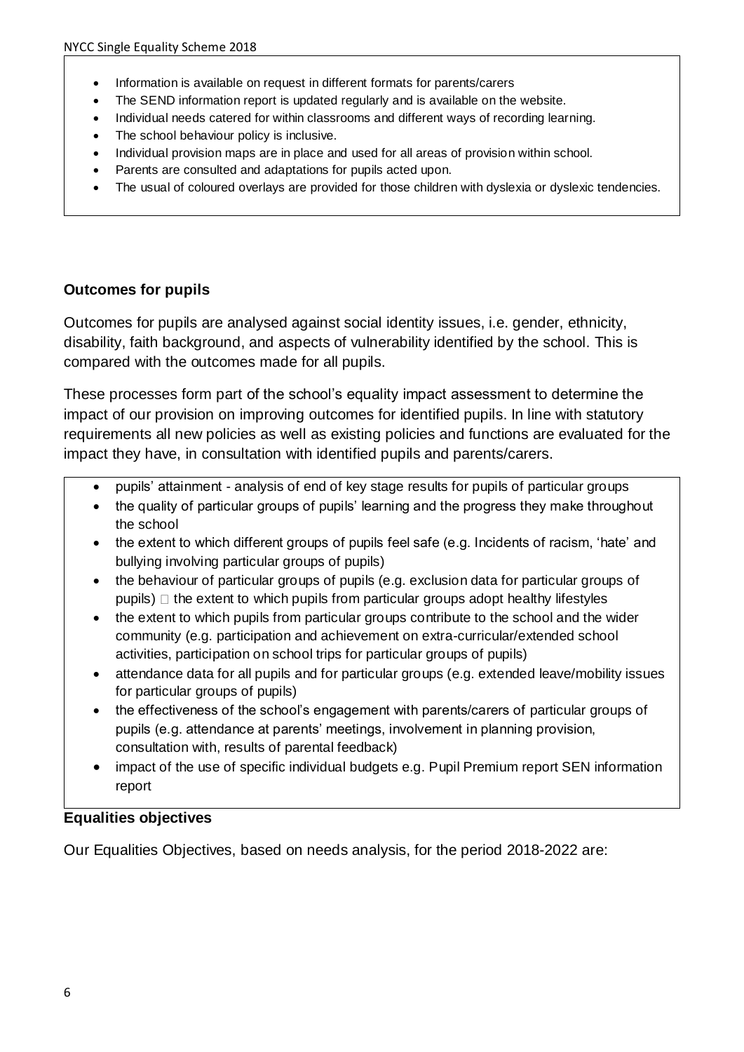- Information is available on request in different formats for parents/carers
- The SEND information report is updated regularly and is available on the website.
- Individual needs catered for within classrooms and different ways of recording learning.
- The school behaviour policy is inclusive.
- Individual provision maps are in place and used for all areas of provision within school.
- Parents are consulted and adaptations for pupils acted upon.
- The usual of coloured overlays are provided for those children with dyslexia or dyslexic tendencies.

### Outcomes for pupils

Outcomes for pupils are analysed against social identity issues, i.e. gender, ethnicity, disability, faith background, and aspects of vulnerability identified by the school. This is compared with the outcomes made for all pupils.

These processes form part of the school's equality impact assessment to determine the impact of our provision on improving outcomes for identified pupils. In line with statutory requirements all new policies as well as existing policies and functions are evaluated for the impact they have, in consultation with identified pupils and parents/carers.

- pupils' attainment - analysis of end of key stage results for pupils of particular groups
- the quality of particular groups of pupils' learning and the progress they make throughout the school
- the extent to which different groups of pupils feel safe (e.g. Incidents of racism, 'hate' and bullying involving particular groups of pupils)
- the behaviour of particular groups of pupils (e.g. exclusion data for particular groups of pupils)  the extent to which pupils from particular groups adopt healthy lifestyles
- the extent to which pupils from particular groups contribute to the school and the wider community (e.g. participation and achievement on extra-curricular/extended school activities, participation on school trips for particular groups of pupils)
- attendance data for all pupils and for particular groups (e.g. extended leave/mobility issues for particular groups of pupils)
- the effectiveness of the school's engagement with parents/carers of particular groups of pupils (e.g. attendance at parents' meetings, involvement in planning provision, consultation with, results of parental feedback)
- impact of the use of specific individual budgets e.g. Pupil Premium report SEN information report

### Equalities objectives

Our Equalities Objectives, based on needs analysis, for the period 2018-2022 are: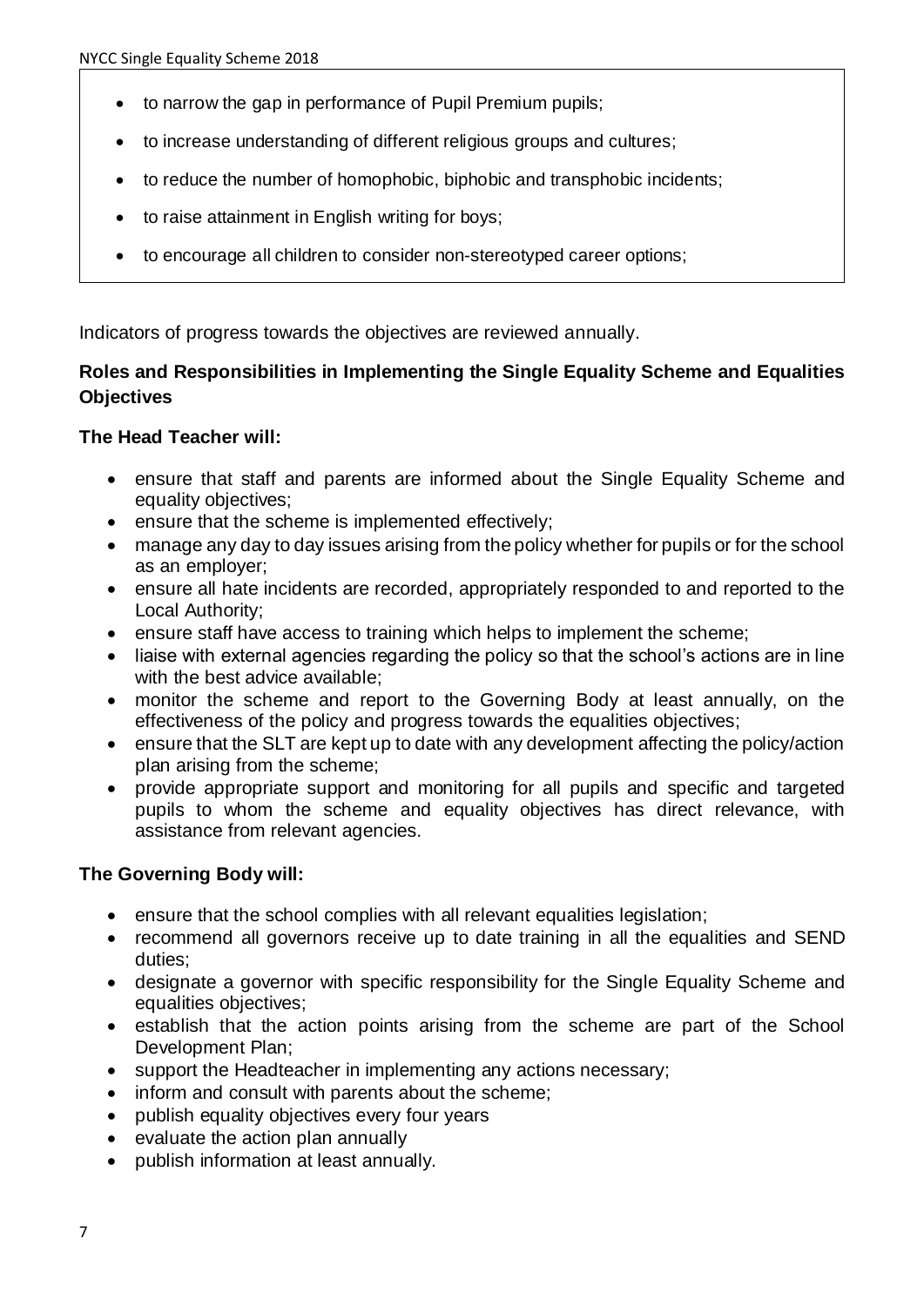- to narrow the gap in performance of Pupil Premium pupils;
- to increase understanding of different religious groups and cultures;
- to reduce the number of homophobic, biphobic and transphobic incidents;
- to raise attainment in English writing for boys;
- to encourage all children to consider non-stereotyped career options;

Indicators of progress towards the objectives are reviewed annually.

### Roles and Responsibilities in Implementing the Single Equality Scheme and Equalities Objectives

**The Head Teacher will:**

- ensure that staff and parents are informed about the Single Equality Scheme and equality objectives;
- ensure that the scheme is implemented effectively;
- manage any day to day issues arising from the policy whether for pupils or for the school as an employer;
- ensure all hate incidents are recorded, appropriately responded to and reported to the Local Authority;
- ensure staff have access to training which helps to implement the scheme;
- liaise with external agencies regarding the policy so that the school's actions are in line with the best advice available;
- monitor the scheme and report to the Governing Body at least annually, on the effectiveness of the policy and progress towards the equalities objectives;
- ensure that the SLT are kept up to date with any development affecting the policy/action plan arising from the scheme;
- provide appropriate support and monitoring for all pupils and specific and targeted pupils to whom the scheme and equality objectives has direct relevance, with assistance from relevant agencies.

**The Governing Body will:**

- ensure that the school complies with all relevant equalities legislation;
- recommend all governors receive up to date training in all the equalities and SEND duties;
- designate a governor with specific responsibility for the Single Equality Scheme and equalities objectives;
- establish that the action points arising from the scheme are part of the School Development Plan;
- support the Headteacher in implementing any actions necessary;
- inform and consult with parents about the scheme;
- publish equality objectives every four years
- evaluate the action plan annually
- publish information at least annually.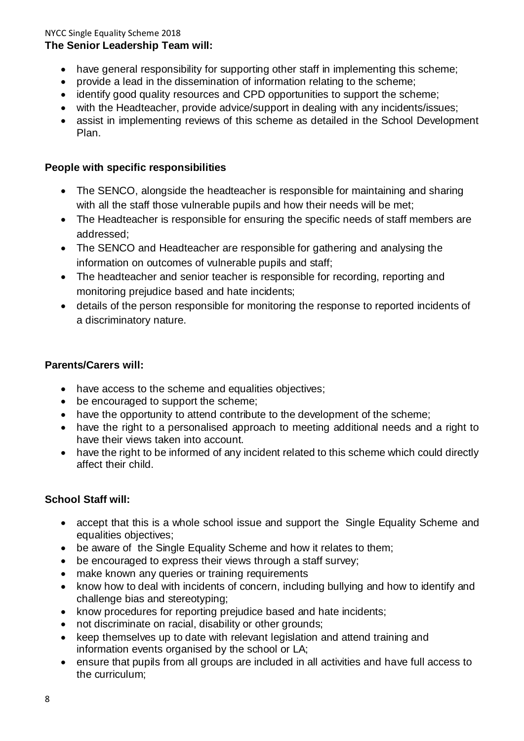**The Senior Leadership Team will:**

- have general responsibility for supporting other staff in implementing this scheme;
- provide a lead in the dissemination of information relating to the scheme;
- identify good quality resources and CPD opportunities to support the scheme;
- with the Headteacher, provide advice/support in dealing with any incidents/issues;
- assist in implementing reviews of this scheme as detailed in the School Development Plan.

**People with specific responsibilities**

- The SENCO, alongside the headteacher is responsible for maintaining and sharing with all the staff those vulnerable pupils and how their needs will be met;
- The Headteacher is responsible for ensuring the specific needs of staff members are addressed;
- The SENCO and Headteacher are responsible for gathering and analysing the information on outcomes of vulnerable pupils and staff;
- The headteacher and senior teacher is responsible for recording, reporting and monitoring prejudice based and hate incidents;
- details of the person responsible for monitoring the response to reported incidents of a discriminatory nature.

**Parents/Carers will:**

- have access to the scheme and equalities objectives;
- be encouraged to support the scheme;
- have the opportunity to attend contribute to the development of the scheme;
- have the right to a personalised approach to meeting additional needs and a right to have their views taken into account.
- have the right to be informed of any incident related to this scheme which could directly affect their child.

**School Staff will:**

- accept that this is a whole school issue and support the Single Equality Scheme and equalities objectives;
- be aware of the Single Equality Scheme and how it relates to them;
- be encouraged to express their views through a staff survey;
- make known any queries or training requirements
- know how to deal with incidents of concern, including bullying and how to identify and challenge bias and stereotyping;
- know procedures for reporting prejudice based and hate incidents;
- not discriminate on racial, disability or other grounds;
- keep themselves up to date with relevant legislation and attend training and information events organised by the school or LA;
- ensure that pupils from all groups are included in all activities and have full access to the curriculum;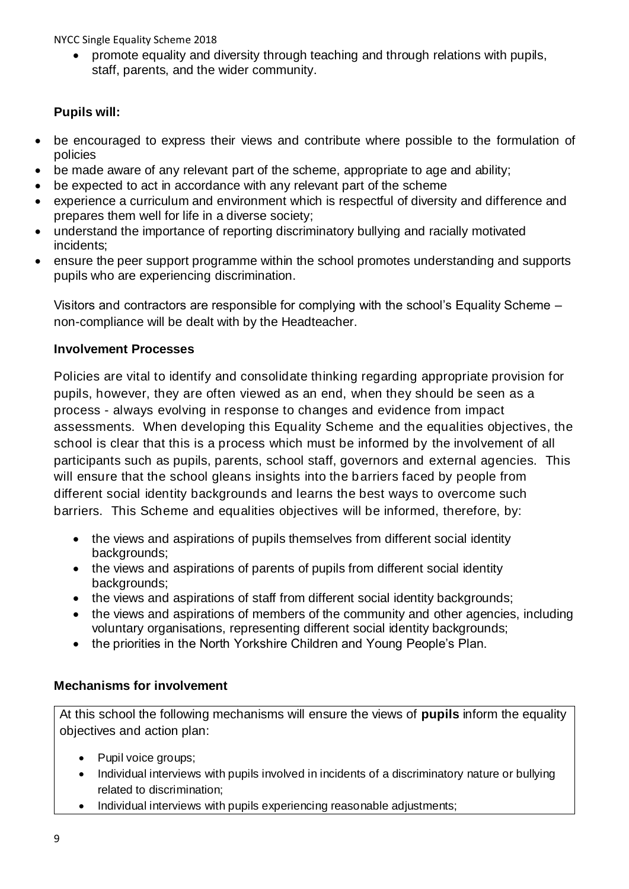- promote equality and diversity through teaching and through relations with pupils, staff, parents, and the wider community.

**Pupils will:**

- be encouraged to express their views and contribute where possible to the formulation of policies
- be made aware of any relevant part of the scheme, appropriate to age and ability;
- be expected to act in accordance with any relevant part of the scheme
- experience a curriculum and environment which is respectful of diversity and difference and prepares them well for life in a diverse society;
- understand the importance of reporting discriminatory bullying and racially motivated incidents;
- ensure the peer support programme within the school promotes understanding and supports pupils who are experiencing discrimination.

Visitors and contractors are responsible for complying with the school's Equality Scheme – non-compliance will be dealt with by the Headteacher.

**Involvement Processes**

Policies are vital to identify and consolidate thinking regarding appropriate provision for pupils, however, they are often viewed as an end, when they should be seen as a process - always evolving in response to changes and evidence from impact assessments. When developing this Equality Scheme and the equalities objectives, the school is clear that this is a process which must be informed by the involvement of all participants such as pupils, parents, school staff, governors and external agencies. This will ensure that the school gleans insights into the barriers faced by people from different social identity backgrounds and learns the best ways to overcome such barriers. This Scheme and equalities objectives will be informed, therefore, by:

- the views and aspirations of pupils themselves from different social identity backgrounds;
- the views and aspirations of parents of pupils from different social identity backgrounds;
- the views and aspirations of staff from different social identity backgrounds;
- the views and aspirations of members of the community and other agencies, including voluntary organisations, representing different social identity backgrounds;
- the priorities in the North Yorkshire Children and Young People's Plan.

**Mechanisms for involvement**

At this school the following mechanisms will ensure the views of **pupils** inform the equality objectives and action plan:

- Pupil voice groups;
- Individual interviews with pupils involved in incidents of a discriminatory nature or bullying related to discrimination;
- Individual interviews with pupils experiencing reasonable adjustments;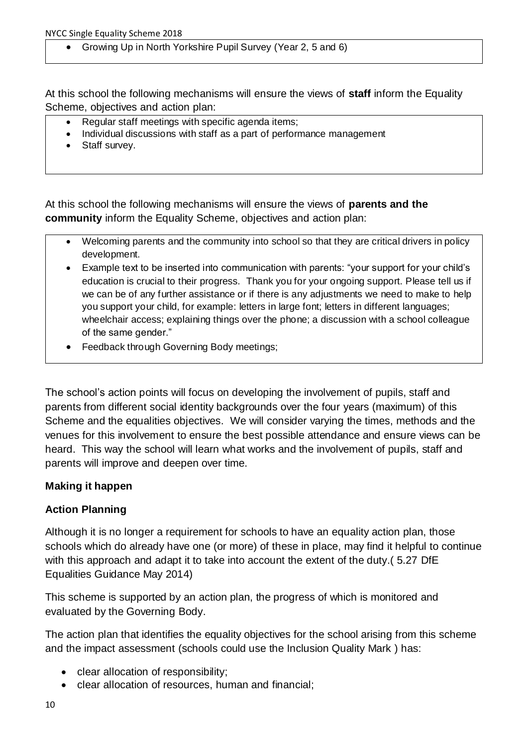- Growing Up in North Yorkshire Pupil Survey (Year 2, 5 and 6)

At this school the following mechanisms will ensure the views of **staff** inform the Equality Scheme, objectives and action plan:

- Regular staff meetings with specific agenda items;
- Individual discussions with staff as a part of performance management
- Staff survey.

At this school the following mechanisms will ensure the views of **parents and the community** inform the Equality Scheme, objectives and action plan:

- Welcoming parents and the community into school so that they are critical drivers in policy development.
- Example text to be inserted into communication with parents: "your support for your child's education is crucial to their progress. Thank you for your ongoing support. Please tell us if we can be of any further assistance or if there is any adjustments we need to make to help you support your child, for example: letters in large font; letters in different languages; wheelchair access; explaining things over the phone; a discussion with a school colleague of the same gender."
- Feedback through Governing Body meetings;

The school's action points will focus on developing the involvement of pupils, staff and parents from different social identity backgrounds over the four years (maximum) of this Scheme and the equalities objectives. We will consider varying the times, methods and the venues for this involvement to ensure the best possible attendance and ensure views can be heard. This way the school will learn what works and the involvement of pupils, staff and parents will improve and deepen over time.

**Making it happen**

**Action Planning**

Although it is no longer a requirement for schools to have an equality action plan, those schools which do already have one (or more) of these in place, may find it helpful to continue with this approach and adapt it to take into account the extent of the duty.( 5.27 DfE Equalities Guidance May 2014)

This scheme is supported by an action plan, the progress of which is monitored and evaluated by the Governing Body.

The action plan that identifies the equality objectives for the school arising from this scheme and the impact assessment (schools could use the Inclusion Quality Mark ) has:

- clear allocation of responsibility;
- clear allocation of resources, human and financial;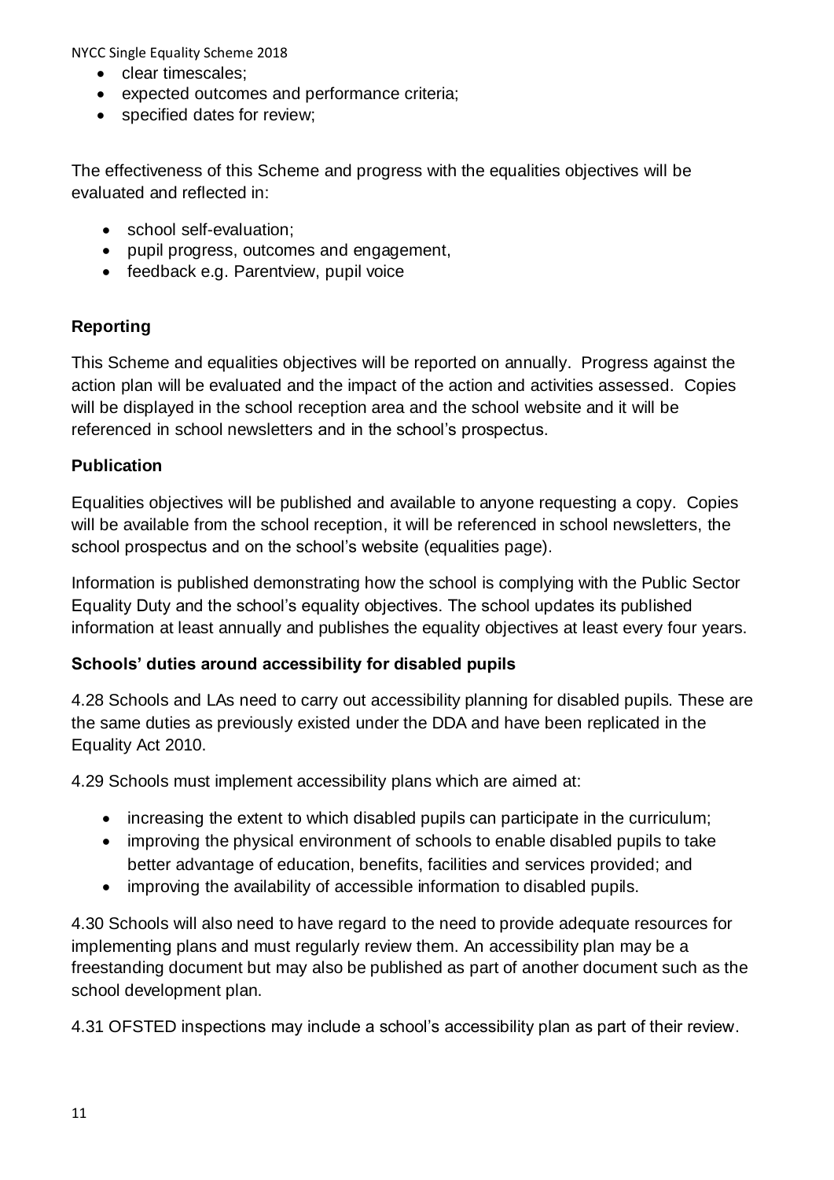- clear timescales;
- expected outcomes and performance criteria;
- specified dates for review;

The effectiveness of this Scheme and progress with the equalities objectives will be evaluated and reflected in:

- school self-evaluation;
- pupil progress, outcomes and engagement,
- feedback e.g. Parentview, pupil voice

**Reporting**

This Scheme and equalities objectives will be reported on annually. Progress against the action plan will be evaluated and the impact of the action and activities assessed. Copies will be displayed in the school reception area and the school website and it will be referenced in school newsletters and in the school's prospectus.

**Publication**

Equalities objectives will be published and available to anyone requesting a copy. Copies will be available from the school reception, it will be referenced in school newsletters, the school prospectus and on the school's website (equalities page).

Information is published demonstrating how the school is complying with the Public Sector Equality Duty and the school's equality objectives. The school updates its published information at least annually and publishes the equality objectives at least every four years.

**Schools' duties around accessibility for disabled pupils**

4.28 Schools and LAs need to carry out accessibility planning for disabled pupils. These are the same duties as previously existed under the DDA and have been replicated in the Equality Act 2010.

4.29 Schools must implement accessibility plans which are aimed at:

- increasing the extent to which disabled pupils can participate in the curriculum;
- improving the physical environment of schools to enable disabled pupils to take better advantage of education, benefits, facilities and services provided; and
- improving the availability of accessible information to disabled pupils.

4.30 Schools will also need to have regard to the need to provide adequate resources for implementing plans and must regularly review them. An accessibility plan may be a freestanding document but may also be published as part of another document such as the school development plan.

4.31 OFSTED inspections may include a school's accessibility plan as part of their review.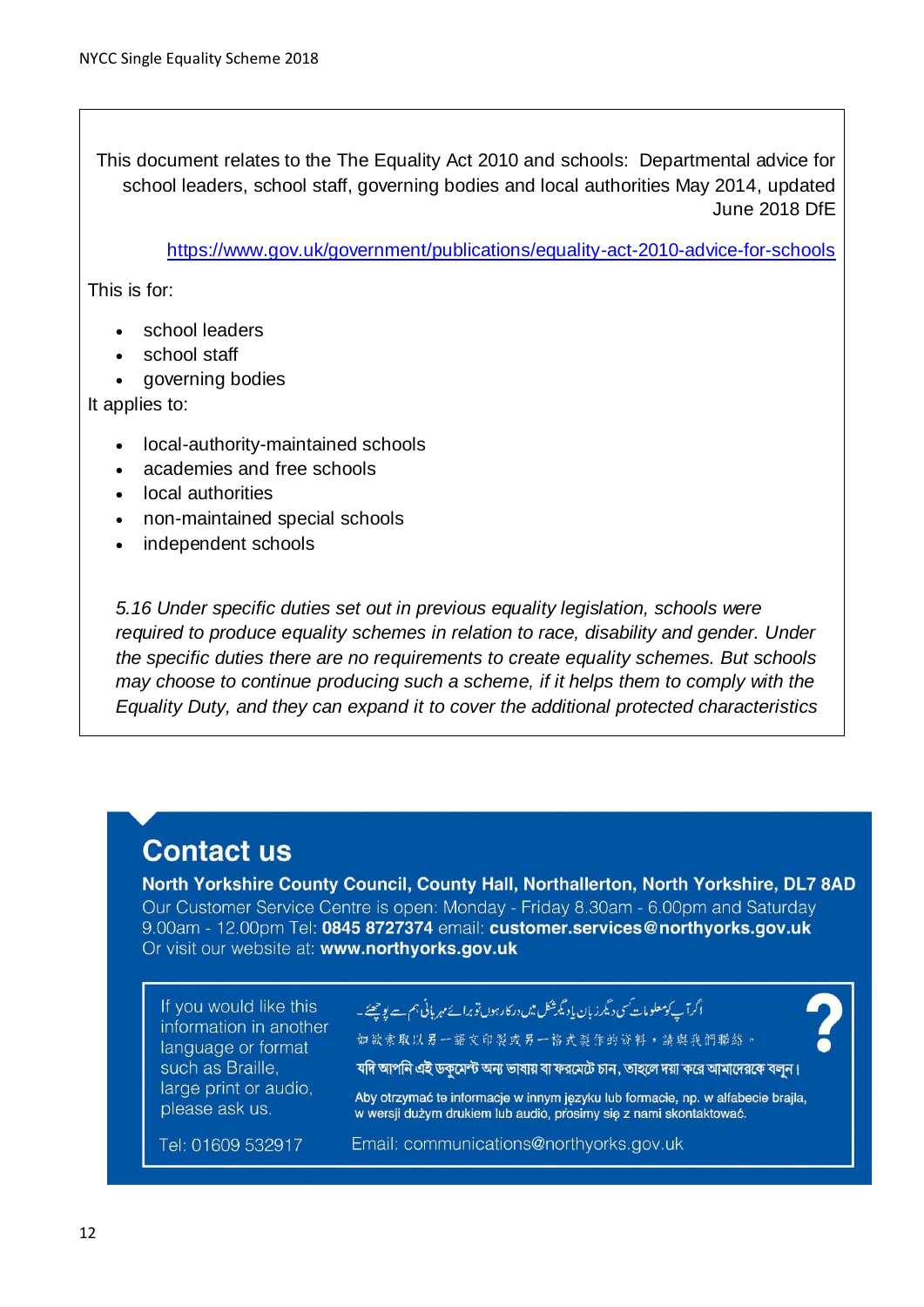This document relates to the The Equality Act 2010 and schools: Departmental advice for school leaders, school staff, governing bodies and local authorities May 2014, updated June 2018 DfE

https://www.gov.uk/government/publications/equality-act-2010-advice-for-schools

This is for:

- school leaders
- school staff
- governing bodies

It applies to:

- local-authority-maintained schools
- academies and free schools
- local authorities
- non-maintained special schools
- independent schools

*5.16 Under specific duties set out in previous equality legislation, schools were required to produce equality schemes in relation to race, disability and gender. Under the specific duties there are no requirements to create equality schemes. But schools may choose to continue producing such a scheme, if it helps them to comply with the Equality Duty, and they can expand it to cover the additional protected characteristics*

## Contact us

**North Yorkshire County Council, County Hall, Northallerton, North Yorkshire, DL7 8AD**

Our Customer Service Centre is open: Monday - Friday 8.30am - 6.00pm and Saturday 9.00am - 12.00pm Tel: **0845 8727374** email: **customer.services@northyorks.gov.uk**

Or visit our website at: **www.northyorks.gov.uk**

If you would like this information in another language or format such as Braille, large print or audio, please ask us.

اگر آپ کو معلومات کسی دیگر زبان یا دیگر شکل میں درکار ہوں تو برائے مہربانی ہم سے پوچھیے۔

如欲索取以另一語文印製或另一格式製作的資料，請與我們聯絡。

যদি আপনি এই ডকুমেন্ট অন্য ভাষায় বা ফরমেটে চান, তাহলে দয়া করে আমাদেরকে বলুন।

Aby otrzymać te informacje w innym języku lub formacie, np. w alfabecie brajla, w wersji dużym drukiem lub audio, prosimy się z nami skontaktować.

Tel: 01609 532917

Email: communications@northyorks.gov.uk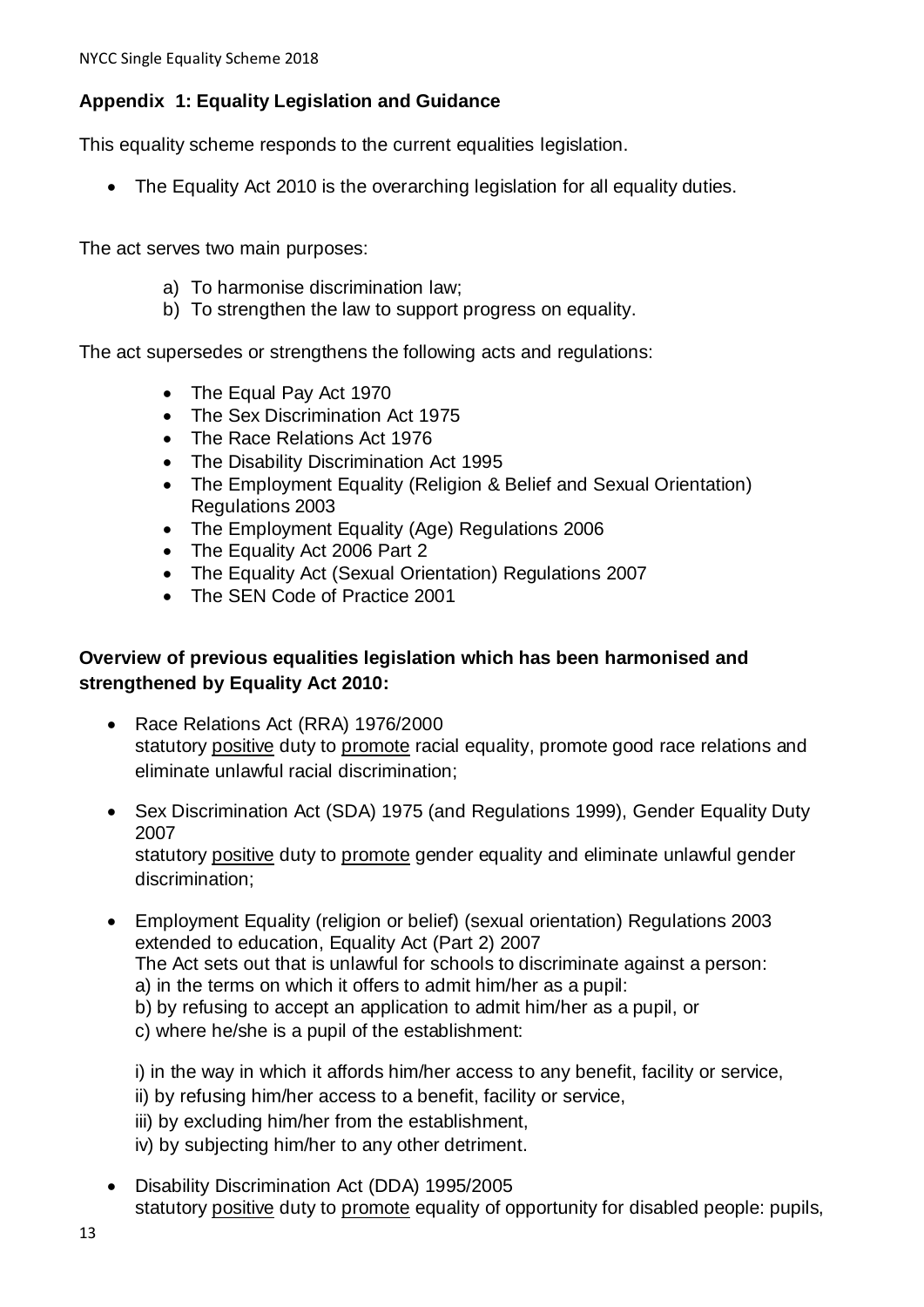## Appendix 1: Equality Legislation and Guidance

This equality scheme responds to the current equalities legislation.

- The Equality Act 2010 is the overarching legislation for all equality duties.

The act serves two main purposes:

a) To harmonise discrimination law;
b) To strengthen the law to support progress on equality.

The act supersedes or strengthens the following acts and regulations:

- The Equal Pay Act 1970
- The Sex Discrimination Act 1975
- The Race Relations Act 1976
- The Disability Discrimination Act 1995
- The Employment Equality (Religion & Belief and Sexual Orientation) Regulations 2003
- The Employment Equality (Age) Regulations 2006
- The Equality Act 2006 Part 2
- The Equality Act (Sexual Orientation) Regulations 2007
- The SEN Code of Practice 2001

### Overview of previous equalities legislation which has been harmonised and strengthened by Equality Act 2010:

- Race Relations Act (RRA) 1976/2000
  statutory <u>positive</u> duty to <u>promote</u> racial equality, promote good race relations and eliminate unlawful racial discrimination;

- Sex Discrimination Act (SDA) 1975 (and Regulations 1999), Gender Equality Duty 2007
  statutory <u>positive</u> duty to <u>promote</u> gender equality and eliminate unlawful gender discrimination;

- Employment Equality (religion or belief) (sexual orientation) Regulations 2003 extended to education, Equality Act (Part 2) 2007
  The Act sets out that is unlawful for schools to discriminate against a person:
  a) in the terms on which it offers to admit him/her as a pupil:
  b) by refusing to accept an application to admit him/her as a pupil, or
  c) where he/she is a pupil of the establishment:

  i) in the way in which it affords him/her access to any benefit, facility or service,
  ii) by refusing him/her access to a benefit, facility or service,
  iii) by excluding him/her from the establishment,
  iv) by subjecting him/her to any other detriment.

- Disability Discrimination Act (DDA) 1995/2005
  statutory <u>positive</u> duty to <u>promote</u> equality of opportunity for disabled people: pupils,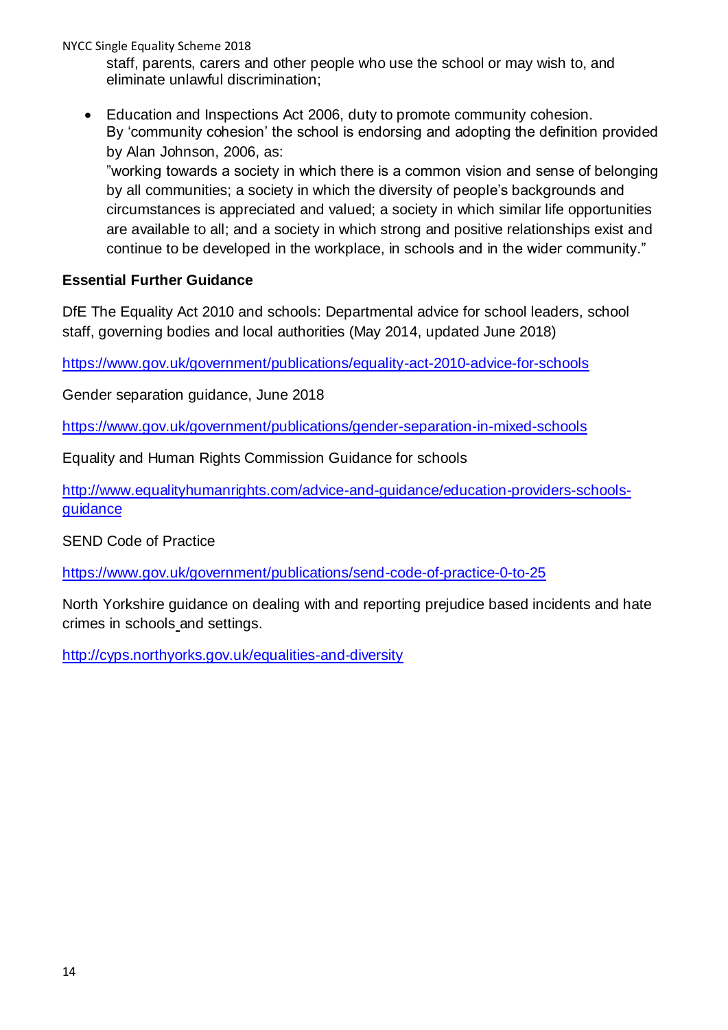staff, parents, carers and other people who use the school or may wish to, and eliminate unlawful discrimination;

- Education and Inspections Act 2006, duty to promote community cohesion. By 'community cohesion' the school is endorsing and adopting the definition provided by Alan Johnson, 2006, as:
  "working towards a society in which there is a common vision and sense of belonging by all communities; a society in which the diversity of people's backgrounds and circumstances is appreciated and valued; a society in which similar life opportunities are available to all; and a society in which strong and positive relationships exist and continue to be developed in the workplace, in schools and in the wider community."

**Essential Further Guidance**

DfE The Equality Act 2010 and schools: Departmental advice for school leaders, school staff, governing bodies and local authorities (May 2014, updated June 2018)

https://www.gov.uk/government/publications/equality-act-2010-advice-for-schools

Gender separation guidance, June 2018

https://www.gov.uk/government/publications/gender-separation-in-mixed-schools

Equality and Human Rights Commission Guidance for schools

http://www.equalityhumanrights.com/advice-and-guidance/education-providers-schools-guidance

SEND Code of Practice

https://www.gov.uk/government/publications/send-code-of-practice-0-to-25

North Yorkshire guidance on dealing with and reporting prejudice based incidents and hate crimes in schools and settings.

http://cyps.northyorks.gov.uk/equalities-and-diversity